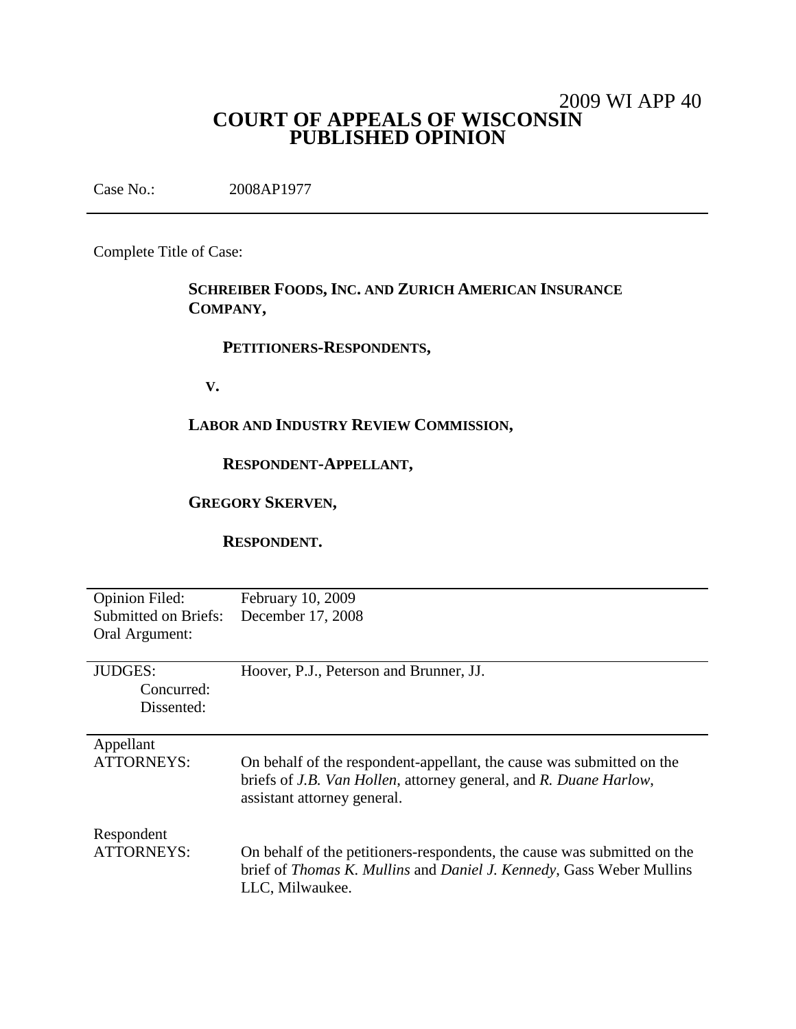2009 WI APP 40

# COURT OF APPEALS OF WISCONSIN
# PUBLISHED OPINION

Case No.: 2008AP1977

---

Complete Title of Case:

**SCHREIBER FOODS, INC. AND ZURICH AMERICAN INSURANCE COMPANY,**

**PETITIONERS-RESPONDENTS,**

**V.**

**LABOR AND INDUSTRY REVIEW COMMISSION,**

**RESPONDENT-APPELLANT,**

**GREGORY SKERVEN,**

**RESPONDENT.**

---

| | |
|---|---|
| Opinion Filed: | February 10, 2009 |
| Submitted on Briefs: | December 17, 2008 |
| Oral Argument: | |

---

| | |
|---|---|
| JUDGES: | Hoover, P.J., Peterson and Brunner, JJ. |
| Concurred: | |
| Dissented: | |

---

| | |
|---|---|
| Appellant ATTORNEYS: | On behalf of the respondent-appellant, the cause was submitted on the briefs of *J.B. Van Hollen*, attorney general, and *R. Duane Harlow*, assistant attorney general. |
| Respondent ATTORNEYS: | On behalf of the petitioners-respondents, the cause was submitted on the brief of *Thomas K. Mullins* and *Daniel J. Kennedy*, Gass Weber Mullins LLC, Milwaukee. |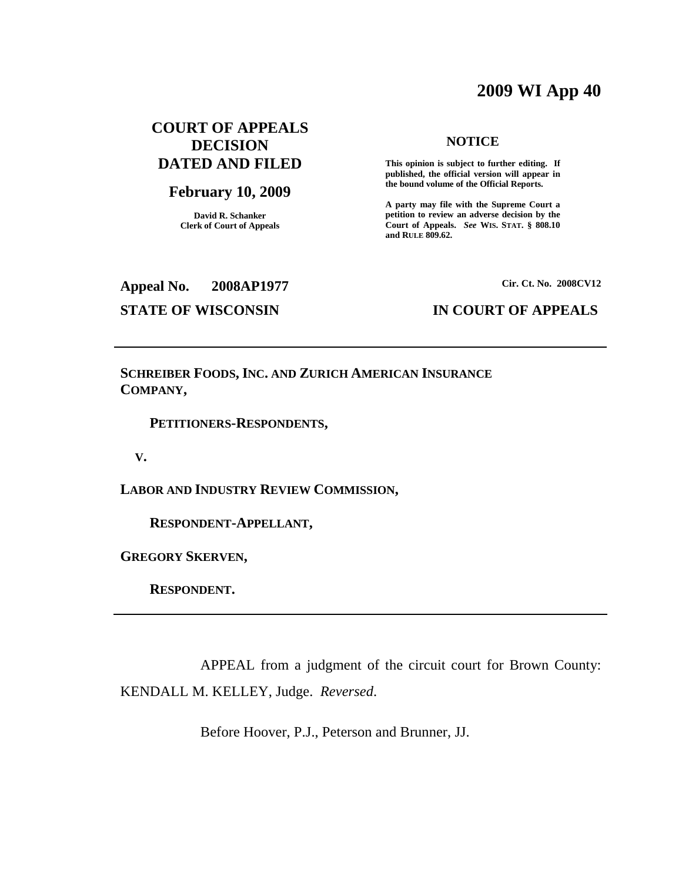# 2009 WI App 40

**COURT OF APPEALS DECISION DATED AND FILED**

**February 10, 2009**

**David R. Schanker**
**Clerk of Court of Appeals**

**NOTICE**

**This opinion is subject to further editing. If published, the official version will appear in the bound volume of the Official Reports.**

**A party may file with the Supreme Court a petition to review an adverse decision by the Court of Appeals.** ***See*** **WIS. STAT. § 808.10 and RULE 809.62.**

**Appeal No. 2008AP1977** **Cir. Ct. No. 2008CV12**

**STATE OF WISCONSIN** **IN COURT OF APPEALS**

---

**SCHREIBER FOODS, INC. AND ZURICH AMERICAN INSURANCE COMPANY,**

**PETITIONERS-RESPONDENTS,**

**V.**

**LABOR AND INDUSTRY REVIEW COMMISSION,**

**RESPONDENT-APPELLANT,**

**GREGORY SKERVEN,**

**RESPONDENT.**

---

APPEAL from a judgment of the circuit court for Brown County: KENDALL M. KELLEY, Judge. *Reversed*.

Before Hoover, P.J., Peterson and Brunner, JJ.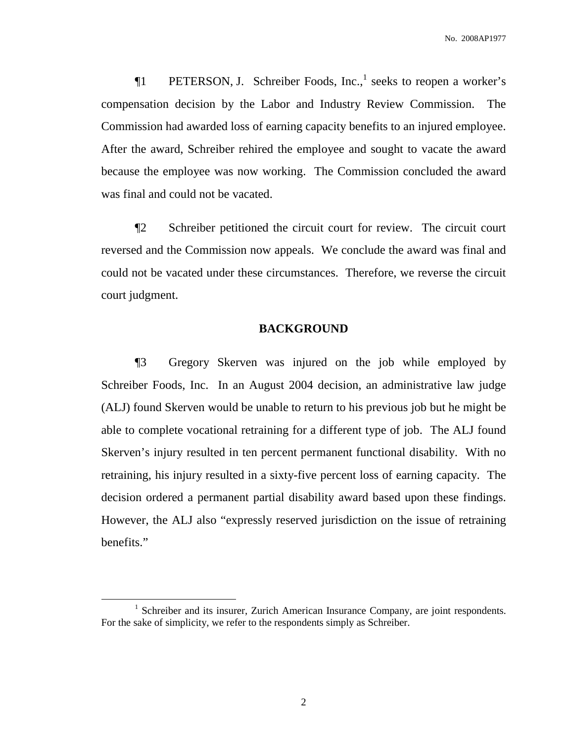¶1 PETERSON, J. Schreiber Foods, Inc.,[1] seeks to reopen a worker's compensation decision by the Labor and Industry Review Commission. The Commission had awarded loss of earning capacity benefits to an injured employee. After the award, Schreiber rehired the employee and sought to vacate the award because the employee was now working. The Commission concluded the award was final and could not be vacated.

¶2 Schreiber petitioned the circuit court for review. The circuit court reversed and the Commission now appeals. We conclude the award was final and could not be vacated under these circumstances. Therefore, we reverse the circuit court judgment.

## BACKGROUND

¶3 Gregory Skerven was injured on the job while employed by Schreiber Foods, Inc. In an August 2004 decision, an administrative law judge (ALJ) found Skerven would be unable to return to his previous job but he might be able to complete vocational retraining for a different type of job. The ALJ found Skerven's injury resulted in ten percent permanent functional disability. With no retraining, his injury resulted in a sixty-five percent loss of earning capacity. The decision ordered a permanent partial disability award based upon these findings. However, the ALJ also "expressly reserved jurisdiction on the issue of retraining benefits."

[1] Schreiber and its insurer, Zurich American Insurance Company, are joint respondents. For the sake of simplicity, we refer to the respondents simply as Schreiber.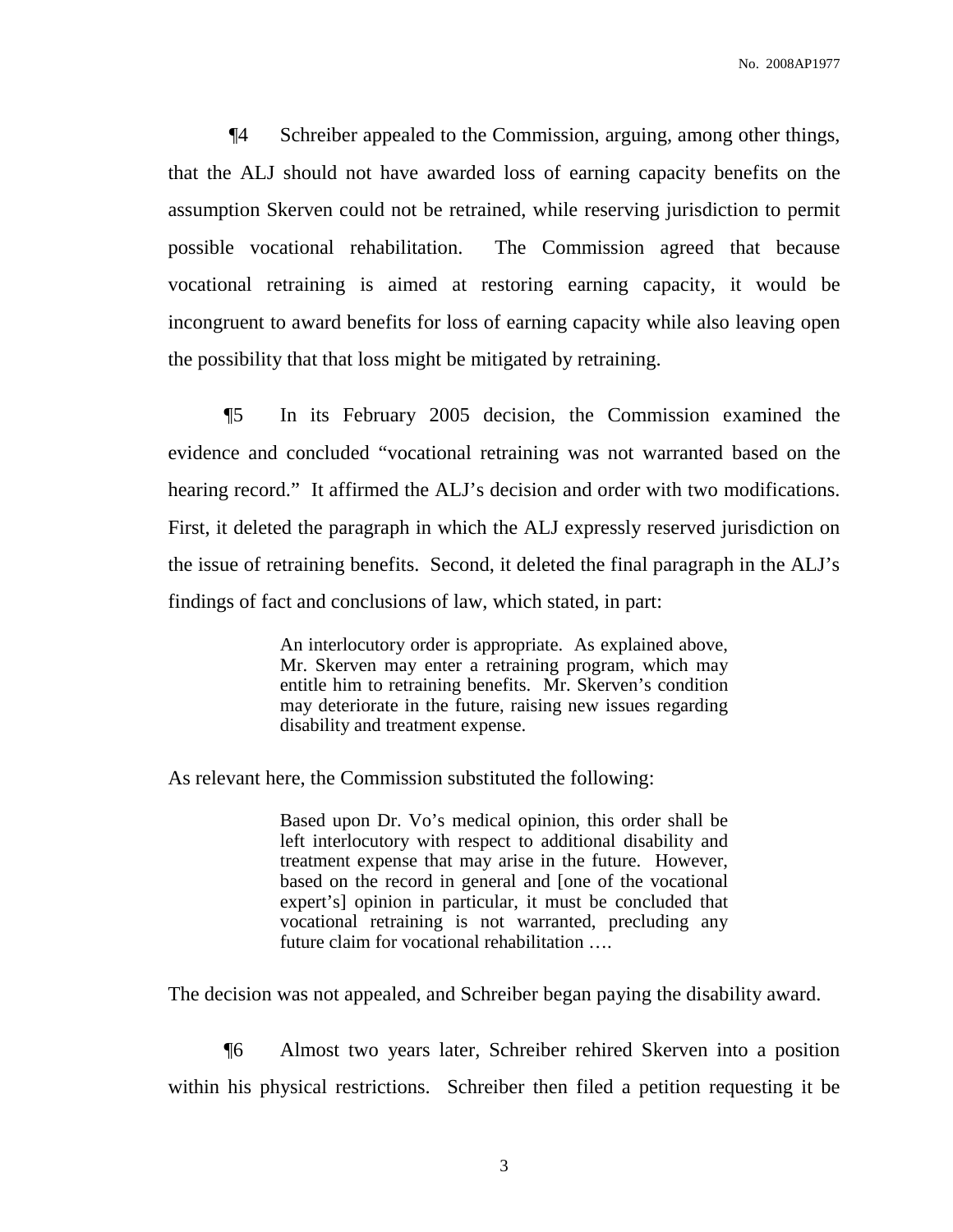¶4 Schreiber appealed to the Commission, arguing, among other things, that the ALJ should not have awarded loss of earning capacity benefits on the assumption Skerven could not be retrained, while reserving jurisdiction to permit possible vocational rehabilitation. The Commission agreed that because vocational retraining is aimed at restoring earning capacity, it would be incongruent to award benefits for loss of earning capacity while also leaving open the possibility that that loss might be mitigated by retraining.

¶5 In its February 2005 decision, the Commission examined the evidence and concluded "vocational retraining was not warranted based on the hearing record." It affirmed the ALJ's decision and order with two modifications. First, it deleted the paragraph in which the ALJ expressly reserved jurisdiction on the issue of retraining benefits. Second, it deleted the final paragraph in the ALJ's findings of fact and conclusions of law, which stated, in part:

> An interlocutory order is appropriate. As explained above, Mr. Skerven may enter a retraining program, which may entitle him to retraining benefits. Mr. Skerven's condition may deteriorate in the future, raising new issues regarding disability and treatment expense.

As relevant here, the Commission substituted the following:

> Based upon Dr. Vo's medical opinion, this order shall be left interlocutory with respect to additional disability and treatment expense that may arise in the future. However, based on the record in general and [one of the vocational expert's] opinion in particular, it must be concluded that vocational retraining is not warranted, precluding any future claim for vocational rehabilitation ….

The decision was not appealed, and Schreiber began paying the disability award.

¶6 Almost two years later, Schreiber rehired Skerven into a position within his physical restrictions. Schreiber then filed a petition requesting it be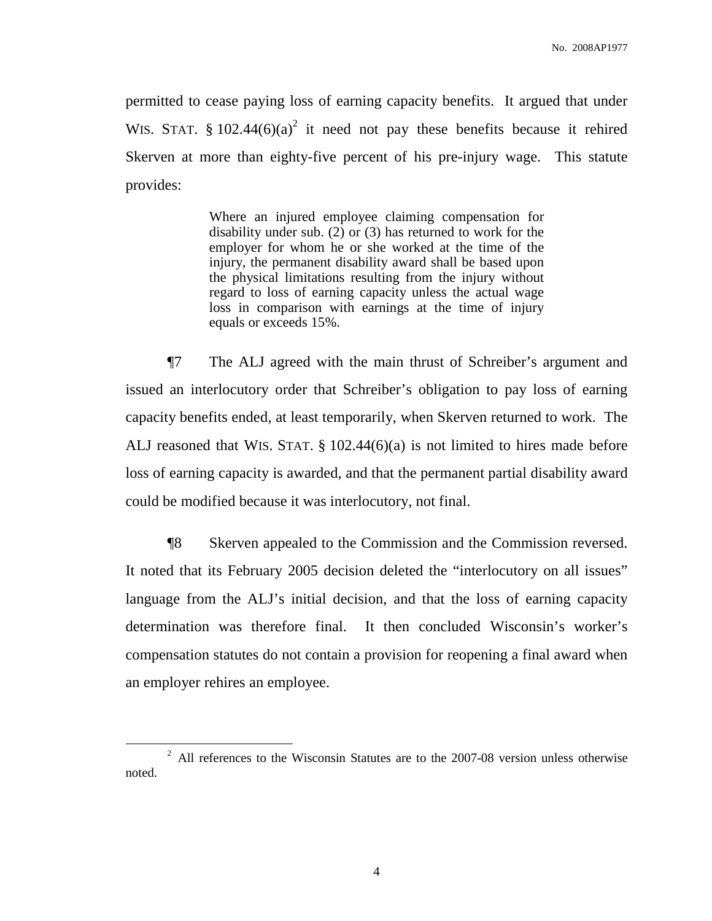permitted to cease paying loss of earning capacity benefits. It argued that under WIS. STAT. § 102.44(6)(a)[2] it need not pay these benefits because it rehired Skerven at more than eighty-five percent of his pre-injury wage. This statute provides:

> Where an injured employee claiming compensation for disability under sub. (2) or (3) has returned to work for the employer for whom he or she worked at the time of the injury, the permanent disability award shall be based upon the physical limitations resulting from the injury without regard to loss of earning capacity unless the actual wage loss in comparison with earnings at the time of injury equals or exceeds 15%.

¶7 The ALJ agreed with the main thrust of Schreiber's argument and issued an interlocutory order that Schreiber's obligation to pay loss of earning capacity benefits ended, at least temporarily, when Skerven returned to work. The ALJ reasoned that WIS. STAT. § 102.44(6)(a) is not limited to hires made before loss of earning capacity is awarded, and that the permanent partial disability award could be modified because it was interlocutory, not final.

¶8 Skerven appealed to the Commission and the Commission reversed. It noted that its February 2005 decision deleted the "interlocutory on all issues" language from the ALJ's initial decision, and that the loss of earning capacity determination was therefore final. It then concluded Wisconsin's worker's compensation statutes do not contain a provision for reopening a final award when an employer rehires an employee.

---

[2] All references to the Wisconsin Statutes are to the 2007-08 version unless otherwise noted.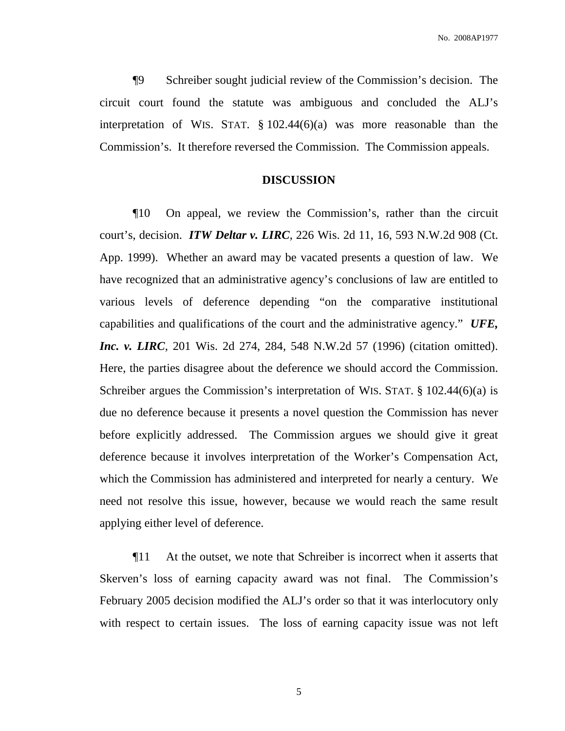¶9 Schreiber sought judicial review of the Commission's decision. The circuit court found the statute was ambiguous and concluded the ALJ's interpretation of WIS. STAT. § 102.44(6)(a) was more reasonable than the Commission's. It therefore reversed the Commission. The Commission appeals.

## DISCUSSION

¶10 On appeal, we review the Commission's, rather than the circuit court's, decision. ***ITW Deltar v. LIRC***, 226 Wis. 2d 11, 16, 593 N.W.2d 908 (Ct. App. 1999). Whether an award may be vacated presents a question of law. We have recognized that an administrative agency's conclusions of law are entitled to various levels of deference depending "on the comparative institutional capabilities and qualifications of the court and the administrative agency." ***UFE, Inc. v. LIRC***, 201 Wis. 2d 274, 284, 548 N.W.2d 57 (1996) (citation omitted). Here, the parties disagree about the deference we should accord the Commission. Schreiber argues the Commission's interpretation of WIS. STAT. § 102.44(6)(a) is due no deference because it presents a novel question the Commission has never before explicitly addressed. The Commission argues we should give it great deference because it involves interpretation of the Worker's Compensation Act, which the Commission has administered and interpreted for nearly a century. We need not resolve this issue, however, because we would reach the same result applying either level of deference.

¶11 At the outset, we note that Schreiber is incorrect when it asserts that Skerven's loss of earning capacity award was not final. The Commission's February 2005 decision modified the ALJ's order so that it was interlocutory only with respect to certain issues. The loss of earning capacity issue was not left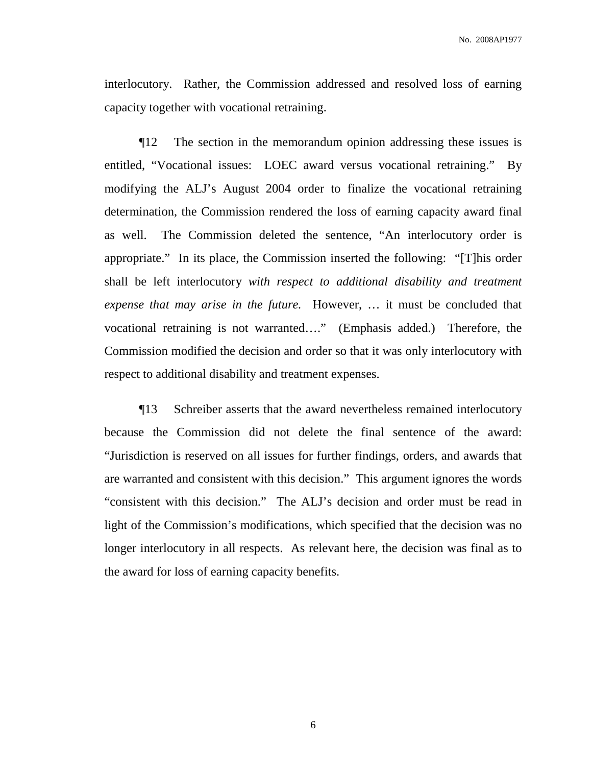interlocutory. Rather, the Commission addressed and resolved loss of earning capacity together with vocational retraining.

¶12 The section in the memorandum opinion addressing these issues is entitled, "Vocational issues: LOEC award versus vocational retraining." By modifying the ALJ's August 2004 order to finalize the vocational retraining determination, the Commission rendered the loss of earning capacity award final as well. The Commission deleted the sentence, "An interlocutory order is appropriate." In its place, the Commission inserted the following: "[T]his order shall be left interlocutory *with respect to additional disability and treatment expense that may arise in the future.* However, … it must be concluded that vocational retraining is not warranted…." (Emphasis added.) Therefore, the Commission modified the decision and order so that it was only interlocutory with respect to additional disability and treatment expenses.

¶13 Schreiber asserts that the award nevertheless remained interlocutory because the Commission did not delete the final sentence of the award: "Jurisdiction is reserved on all issues for further findings, orders, and awards that are warranted and consistent with this decision." This argument ignores the words "consistent with this decision." The ALJ's decision and order must be read in light of the Commission's modifications, which specified that the decision was no longer interlocutory in all respects. As relevant here, the decision was final as to the award for loss of earning capacity benefits.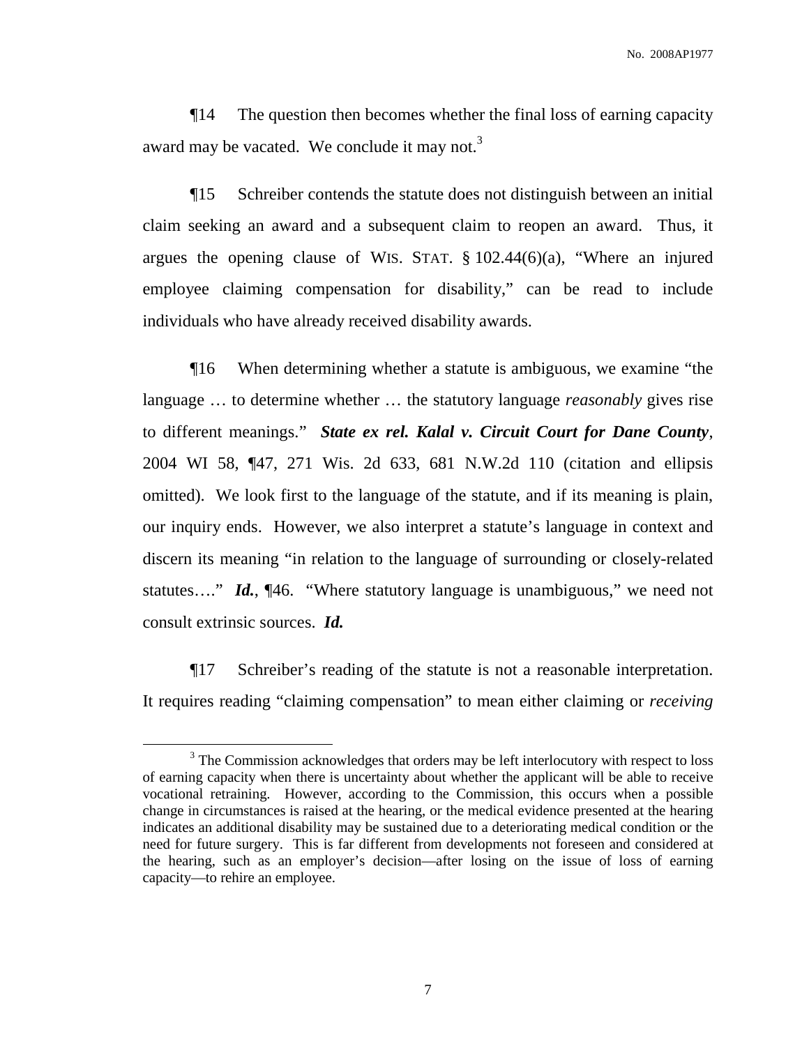¶14 The question then becomes whether the final loss of earning capacity award may be vacated. We conclude it may not.[3]

¶15 Schreiber contends the statute does not distinguish between an initial claim seeking an award and a subsequent claim to reopen an award. Thus, it argues the opening clause of WIS. STAT. § 102.44(6)(a), "Where an injured employee claiming compensation for disability," can be read to include individuals who have already received disability awards.

¶16 When determining whether a statute is ambiguous, we examine "the language … to determine whether … the statutory language *reasonably* gives rise to different meanings." ***State ex rel. Kalal v. Circuit Court for Dane County***, 2004 WI 58, ¶47, 271 Wis. 2d 633, 681 N.W.2d 110 (citation and ellipsis omitted). We look first to the language of the statute, and if its meaning is plain, our inquiry ends. However, we also interpret a statute's language in context and discern its meaning "in relation to the language of surrounding or closely-related statutes…." ***Id.***, ¶46. "Where statutory language is unambiguous," we need not consult extrinsic sources. ***Id.***

¶17 Schreiber's reading of the statute is not a reasonable interpretation. It requires reading "claiming compensation" to mean either claiming or *receiving*

[3] The Commission acknowledges that orders may be left interlocutory with respect to loss of earning capacity when there is uncertainty about whether the applicant will be able to receive vocational retraining. However, according to the Commission, this occurs when a possible change in circumstances is raised at the hearing, or the medical evidence presented at the hearing indicates an additional disability may be sustained due to a deteriorating medical condition or the need for future surgery. This is far different from developments not foreseen and considered at the hearing, such as an employer's decision—after losing on the issue of loss of earning capacity—to rehire an employee.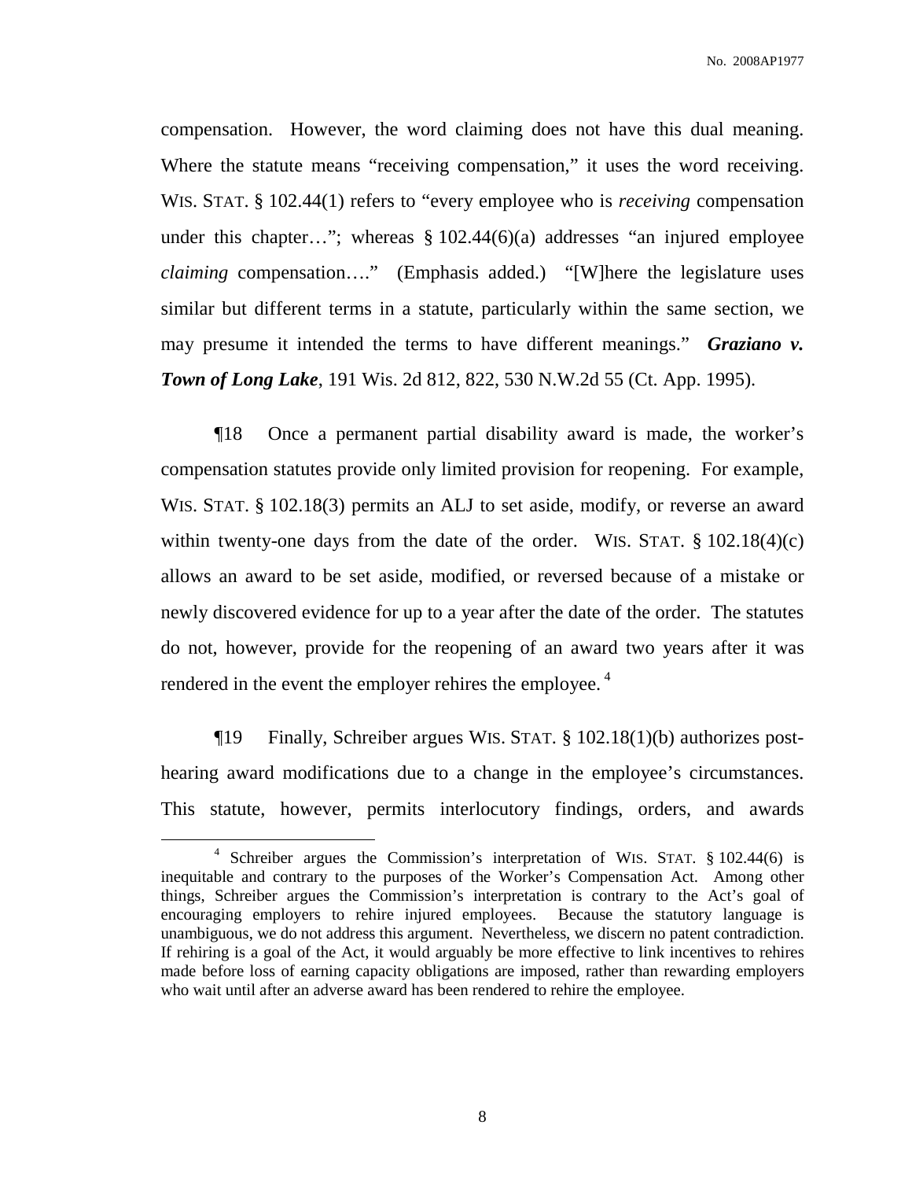compensation. However, the word claiming does not have this dual meaning. Where the statute means "receiving compensation," it uses the word receiving. WIS. STAT. § 102.44(1) refers to "every employee who is *receiving* compensation under this chapter…"; whereas § 102.44(6)(a) addresses "an injured employee *claiming* compensation…." (Emphasis added.) "[W]here the legislature uses similar but different terms in a statute, particularly within the same section, we may presume it intended the terms to have different meanings." ***Graziano v. Town of Long Lake***, 191 Wis. 2d 812, 822, 530 N.W.2d 55 (Ct. App. 1995).

¶18 Once a permanent partial disability award is made, the worker's compensation statutes provide only limited provision for reopening. For example, WIS. STAT. § 102.18(3) permits an ALJ to set aside, modify, or reverse an award within twenty-one days from the date of the order. WIS. STAT. § 102.18(4)(c) allows an award to be set aside, modified, or reversed because of a mistake or newly discovered evidence for up to a year after the date of the order. The statutes do not, however, provide for the reopening of an award two years after it was rendered in the event the employer rehires the employee. [4]

¶19 Finally, Schreiber argues WIS. STAT. § 102.18(1)(b) authorizes post-hearing award modifications due to a change in the employee's circumstances. This statute, however, permits interlocutory findings, orders, and awards

---

[4] Schreiber argues the Commission's interpretation of WIS. STAT. § 102.44(6) is inequitable and contrary to the purposes of the Worker's Compensation Act. Among other things, Schreiber argues the Commission's interpretation is contrary to the Act's goal of encouraging employers to rehire injured employees. Because the statutory language is unambiguous, we do not address this argument. Nevertheless, we discern no patent contradiction. If rehiring is a goal of the Act, it would arguably be more effective to link incentives to rehires made before loss of earning capacity obligations are imposed, rather than rewarding employers who wait until after an adverse award has been rendered to rehire the employee.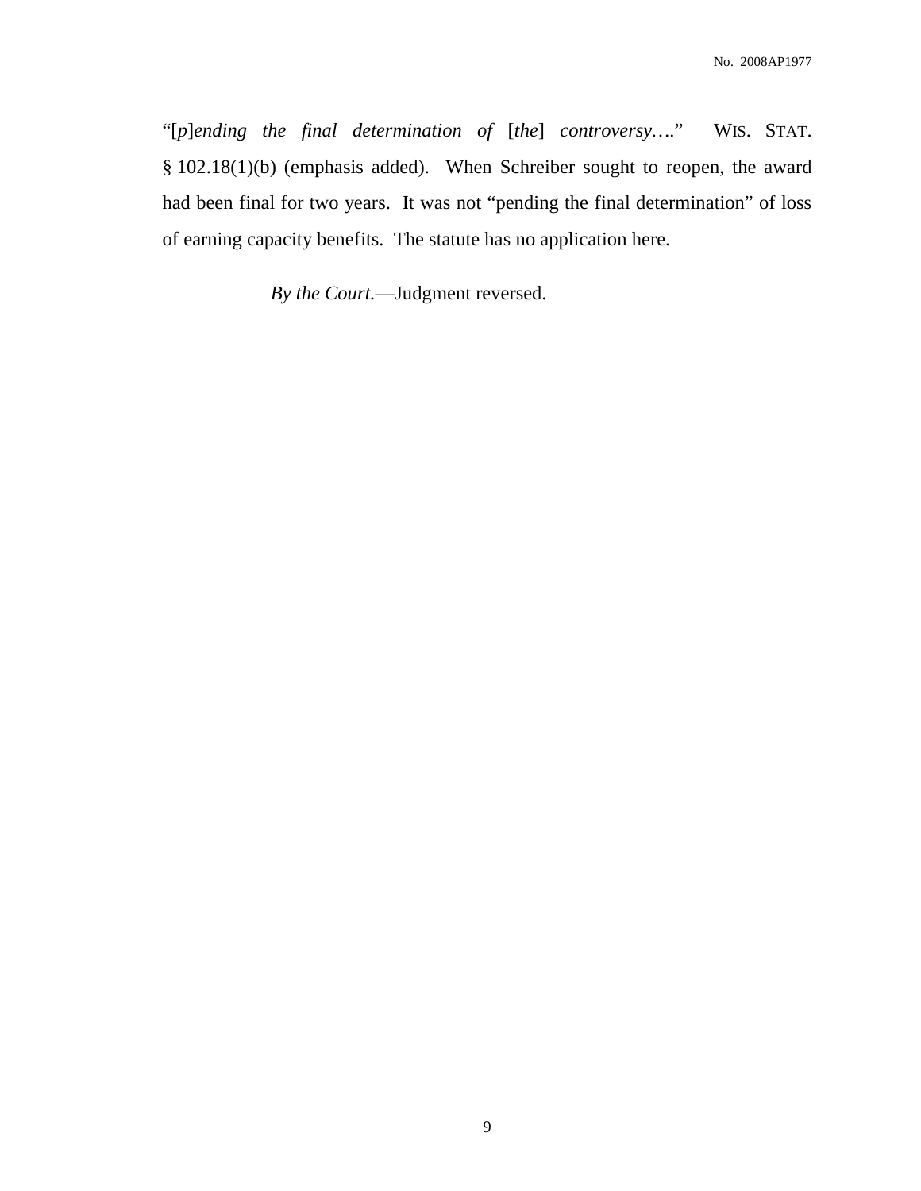"[*p*]*ending the final determination of* [*the*] *controversy*…." WIS. STAT. § 102.18(1)(b) (emphasis added). When Schreiber sought to reopen, the award had been final for two years. It was not "pending the final determination" of loss of earning capacity benefits. The statute has no application here.

*By the Court.*—Judgment reversed.